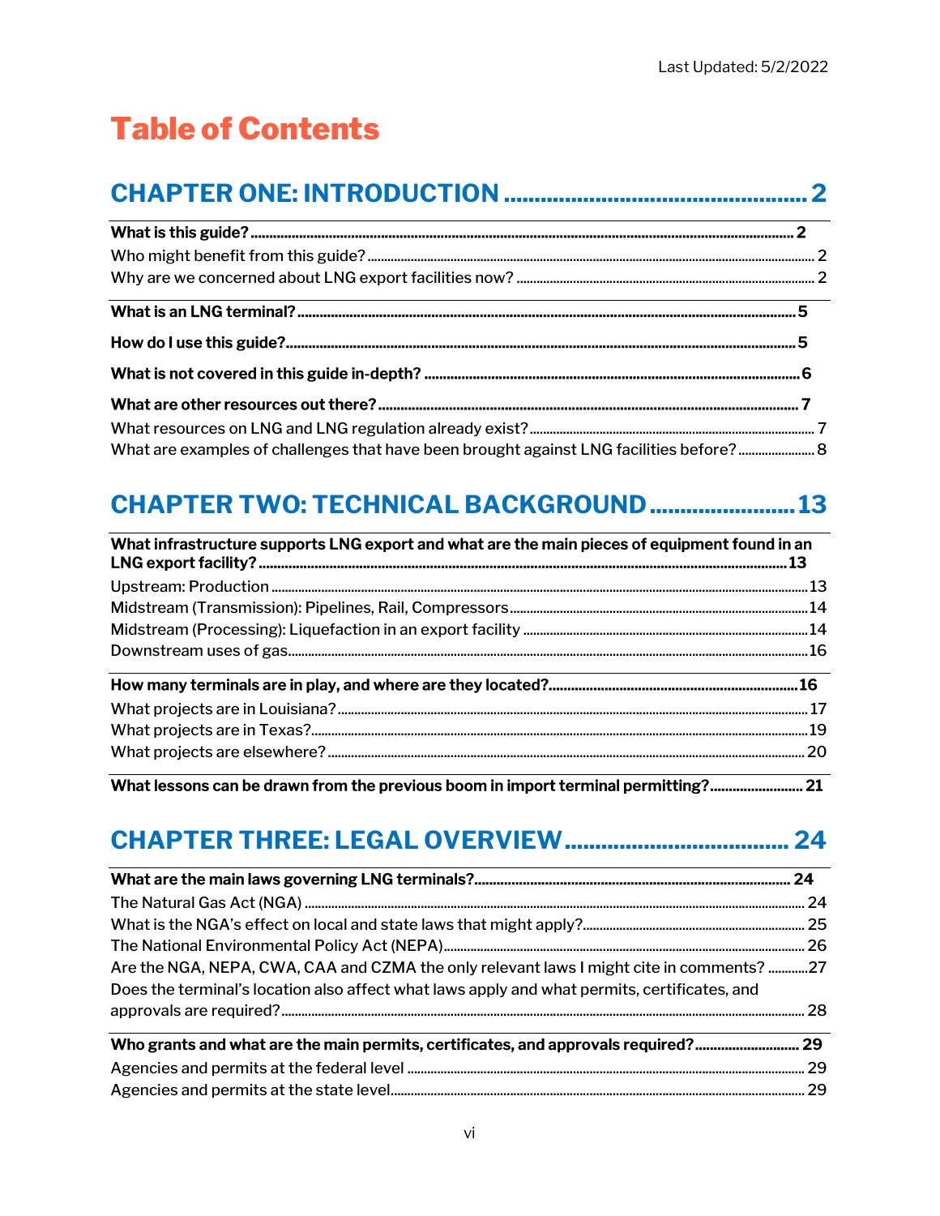Last Updated: 5/2/2022

# Table of Contents

## CHAPTER ONE: INTRODUCTION ........ 2

**What is this guide? ........ 2**

Who might benefit from this guide? ........ 2

Why are we concerned about LNG export facilities now? ........ 2

**What is an LNG terminal? ........ 5**

**How do I use this guide? ........ 5**

**What is not covered in this guide in-depth? ........ 6**

**What are other resources out there? ........ 7**

What resources on LNG and LNG regulation already exist? ........ 7

What are examples of challenges that have been brought against LNG facilities before? ........ 8

## CHAPTER TWO: TECHNICAL BACKGROUND ........ 13

**What infrastructure supports LNG export and what are the main pieces of equipment found in an LNG export facility? ........ 13**

Upstream: Production ........ 13

Midstream (Transmission): Pipelines, Rail, Compressors ........ 14

Midstream (Processing): Liquefaction in an export facility ........ 14

Downstream uses of gas ........ 16

**How many terminals are in play, and where are they located? ........ 16**

What projects are in Louisiana? ........ 17

What projects are in Texas? ........ 19

What projects are elsewhere? ........ 20

**What lessons can be drawn from the previous boom in import terminal permitting? ........ 21**

## CHAPTER THREE: LEGAL OVERVIEW ........ 24

**What are the main laws governing LNG terminals? ........ 24**

The Natural Gas Act (NGA) ........ 24

What is the NGA's effect on local and state laws that might apply? ........ 25

The National Environmental Policy Act (NEPA) ........ 26

Are the NGA, NEPA, CWA, CAA and CZMA the only relevant laws I might cite in comments? ........ 27

Does the terminal's location also affect what laws apply and what permits, certificates, and approvals are required? ........ 28

**Who grants and what are the main permits, certificates, and approvals required? ........ 29**

Agencies and permits at the federal level ........ 29

Agencies and permits at the state level ........ 29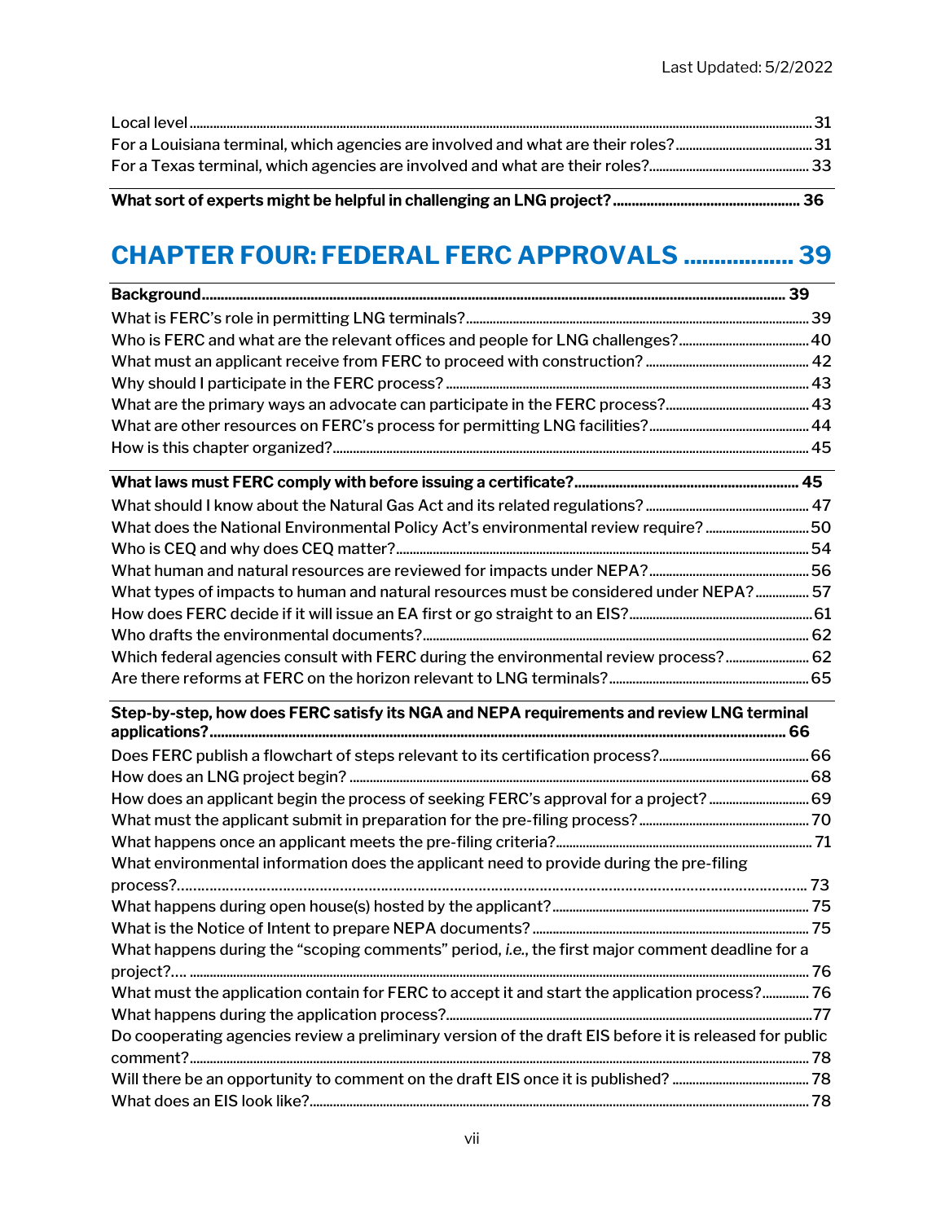Local level ........ 31
For a Louisiana terminal, which agencies are involved and what are their roles? ........ 31
For a Texas terminal, which agencies are involved and what are their roles? ........ 33

**What sort of experts might be helpful in challenging an LNG project? ........ 36**

## CHAPTER FOUR: FEDERAL FERC APPROVALS ........ 39

**Background ........ 39**

What is FERC's role in permitting LNG terminals? ........ 39
Who is FERC and what are the relevant offices and people for LNG challenges? ........ 40
What must an applicant receive from FERC to proceed with construction? ........ 42
Why should I participate in the FERC process? ........ 43
What are the primary ways an advocate can participate in the FERC process? ........ 43
What are other resources on FERC's process for permitting LNG facilities? ........ 44
How is this chapter organized? ........ 45

**What laws must FERC comply with before issuing a certificate? ........ 45**

What should I know about the Natural Gas Act and its related regulations? ........ 47
What does the National Environmental Policy Act's environmental review require? ........ 50
Who is CEQ and why does CEQ matter? ........ 54
What human and natural resources are reviewed for impacts under NEPA? ........ 56
What types of impacts to human and natural resources must be considered under NEPA? ........ 57
How does FERC decide if it will issue an EA first or go straight to an EIS? ........ 61
Who drafts the environmental documents? ........ 62
Which federal agencies consult with FERC during the environmental review process? ........ 62
Are there reforms at FERC on the horizon relevant to LNG terminals? ........ 65

**Step-by-step, how does FERC satisfy its NGA and NEPA requirements and review LNG terminal applications? ........ 66**

Does FERC publish a flowchart of steps relevant to its certification process? ........ 66
How does an LNG project begin? ........ 68
How does an applicant begin the process of seeking FERC's approval for a project? ........ 69
What must the applicant submit in preparation for the pre-filing process? ........ 70
What happens once an applicant meets the pre-filing criteria? ........ 71
What environmental information does the applicant need to provide during the pre-filing process? ........ 73
What happens during open house(s) hosted by the applicant? ........ 75
What is the Notice of Intent to prepare NEPA documents? ........ 75
What happens during the "scoping comments" period, *i.e.*, the first major comment deadline for a project?... ........ 76
What must the application contain for FERC to accept it and start the application process? ........ 76
What happens during the application process? ........ 77
Do cooperating agencies review a preliminary version of the draft EIS before it is released for public comment? ........ 78
Will there be an opportunity to comment on the draft EIS once it is published? ........ 78
What does an EIS look like? ........ 78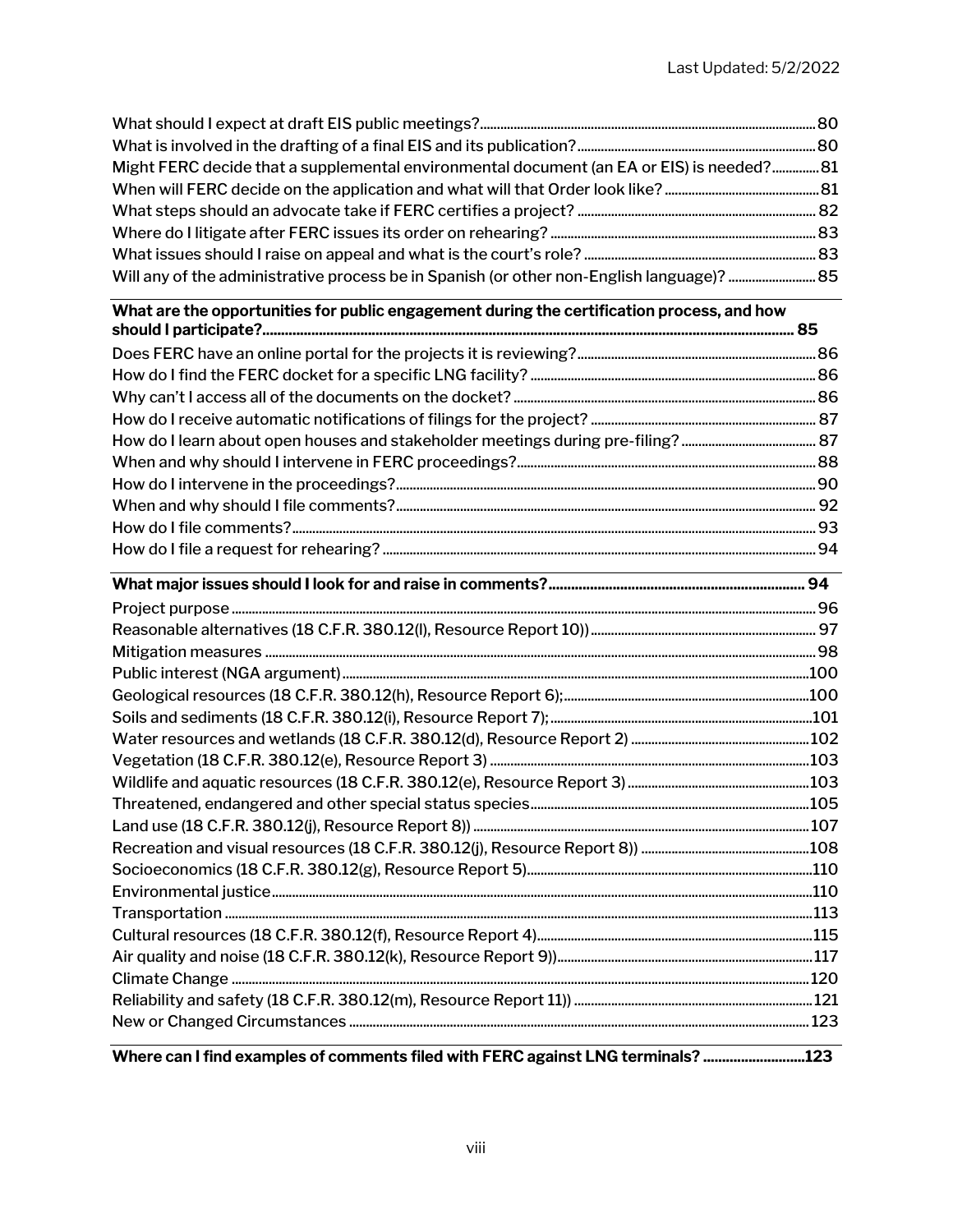What should I expect at draft EIS public meetings? ..... 80
What is involved in the drafting of a final EIS and its publication? ..... 80
Might FERC decide that a supplemental environmental document (an EA or EIS) is needed? ..... 81
When will FERC decide on the application and what will that Order look like? ..... 81
What steps should an advocate take if FERC certifies a project? ..... 82
Where do I litigate after FERC issues its order on rehearing? ..... 83
What issues should I raise on appeal and what is the court's role? ..... 83
Will any of the administrative process be in Spanish (or other non-English language)? ..... 85

**What are the opportunities for public engagement during the certification process, and how should I participate? ..... 85**

Does FERC have an online portal for the projects it is reviewing? ..... 86
How do I find the FERC docket for a specific LNG facility? ..... 86
Why can't I access all of the documents on the docket? ..... 86
How do I receive automatic notifications of filings for the project? ..... 87
How do I learn about open houses and stakeholder meetings during pre-filing? ..... 87
When and why should I intervene in FERC proceedings? ..... 88
How do I intervene in the proceedings? ..... 90
When and why should I file comments? ..... 92
How do I file comments? ..... 93
How do I file a request for rehearing? ..... 94

**What major issues should I look for and raise in comments? ..... 94**

Project purpose ..... 96
Reasonable alternatives (18 C.F.R. 380.12(l), Resource Report 10)) ..... 97
Mitigation measures ..... 98
Public interest (NGA argument) ..... 100
Geological resources (18 C.F.R. 380.12(h), Resource Report 6); ..... 100
Soils and sediments (18 C.F.R. 380.12(i), Resource Report 7); ..... 101
Water resources and wetlands (18 C.F.R. 380.12(d), Resource Report 2) ..... 102
Vegetation (18 C.F.R. 380.12(e), Resource Report 3) ..... 103
Wildlife and aquatic resources (18 C.F.R. 380.12(e), Resource Report 3) ..... 103
Threatened, endangered and other special status species ..... 105
Land use (18 C.F.R. 380.12(j), Resource Report 8)) ..... 107
Recreation and visual resources (18 C.F.R. 380.12(j), Resource Report 8)) ..... 108
Socioeconomics (18 C.F.R. 380.12(g), Resource Report 5) ..... 110
Environmental justice ..... 110
Transportation ..... 113
Cultural resources (18 C.F.R. 380.12(f), Resource Report 4) ..... 115
Air quality and noise (18 C.F.R. 380.12(k), Resource Report 9)) ..... 117
Climate Change ..... 120
Reliability and safety (18 C.F.R. 380.12(m), Resource Report 11)) ..... 121
New or Changed Circumstances ..... 123

**Where can I find examples of comments filed with FERC against LNG terminals? ..... 123**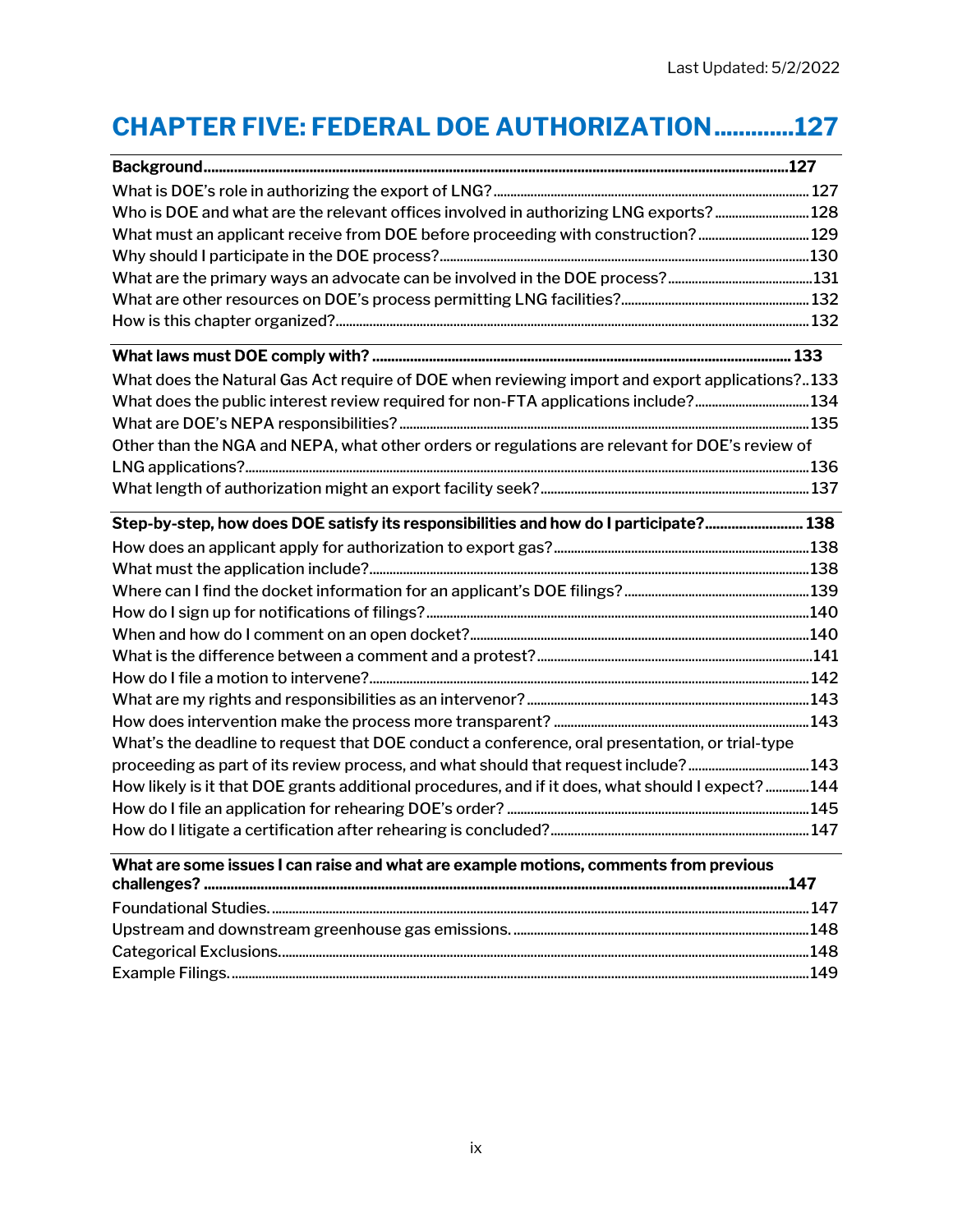Last Updated: 5/2/2022

# CHAPTER FIVE: FEDERAL DOE AUTHORIZATION.............127

**Background.............127**

What is DOE's role in authorizing the export of LNG?.............127
Who is DOE and what are the relevant offices involved in authorizing LNG exports?.............128
What must an applicant receive from DOE before proceeding with construction?.............129
Why should I participate in the DOE process?.............130
What are the primary ways an advocate can be involved in the DOE process?.............131
What are other resources on DOE's process permitting LNG facilities?.............132
How is this chapter organized?.............132

**What laws must DOE comply with? .............133**

What does the Natural Gas Act require of DOE when reviewing import and export applications?..133
What does the public interest review required for non-FTA applications include?.............134
What are DOE's NEPA responsibilities? .............135
Other than the NGA and NEPA, what other orders or regulations are relevant for DOE's review of LNG applications?.............136
What length of authorization might an export facility seek?.............137

**Step-by-step, how does DOE satisfy its responsibilities and how do I participate?.............138**

How does an applicant apply for authorization to export gas?.............138
What must the application include?.............138
Where can I find the docket information for an applicant's DOE filings?.............139
How do I sign up for notifications of filings?.............140
When and how do I comment on an open docket?.............140
What is the difference between a comment and a protest?.............141
How do I file a motion to intervene?.............142
What are my rights and responsibilities as an intervenor? .............143
How does intervention make the process more transparent? .............143
What's the deadline to request that DOE conduct a conference, oral presentation, or trial-type proceeding as part of its review process, and what should that request include?.............143
How likely is it that DOE grants additional procedures, and if it does, what should I expect? .............144
How do I file an application for rehearing DOE's order? .............145
How do I litigate a certification after rehearing is concluded?.............147

**What are some issues I can raise and what are example motions, comments from previous challenges? .............147**

Foundational Studies. .............147
Upstream and downstream greenhouse gas emissions. .............148
Categorical Exclusions.............148
Example Filings. .............149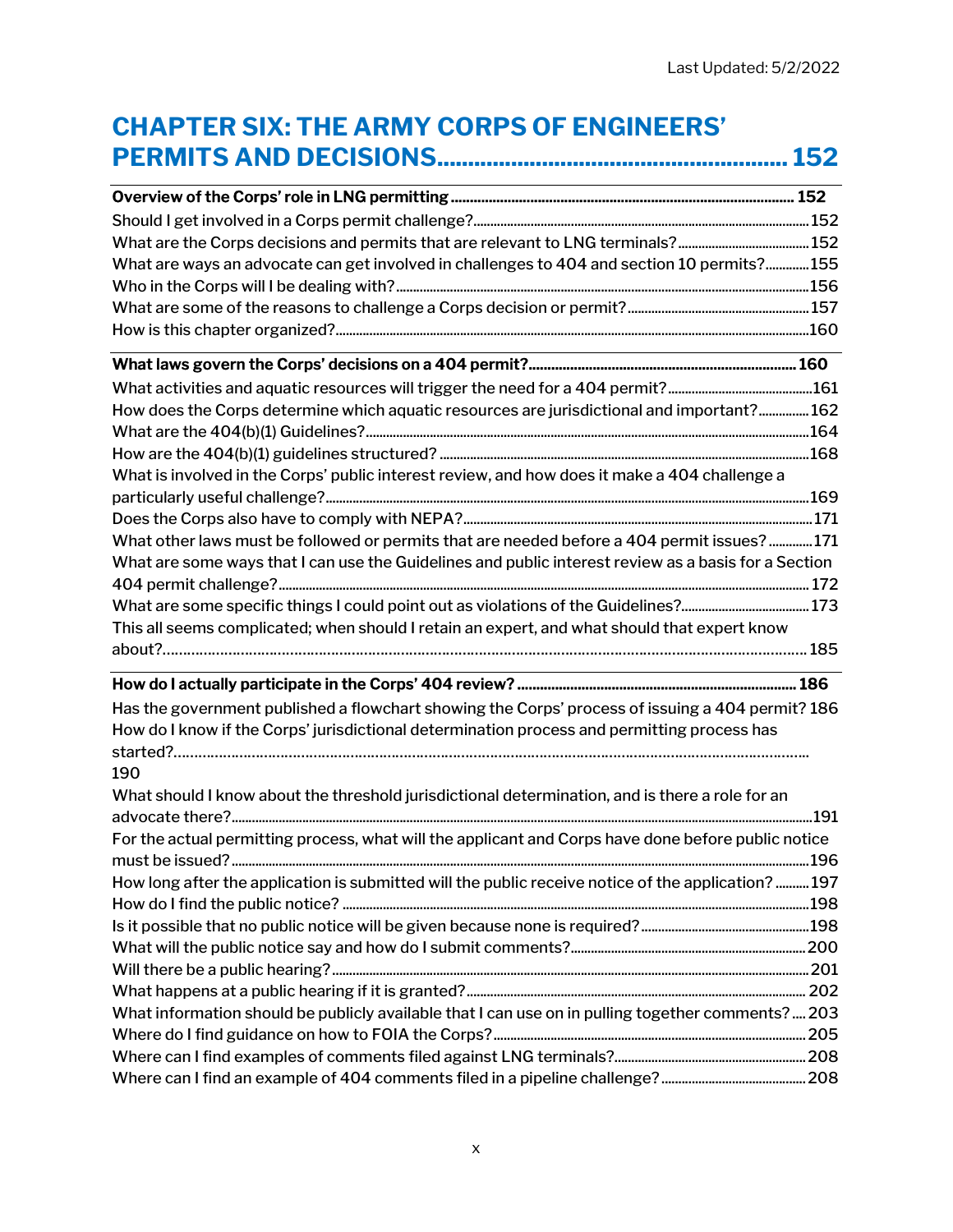Last Updated: 5/2/2022

# CHAPTER SIX: THE ARMY CORPS OF ENGINEERS' PERMITS AND DECISIONS........................................................ 152

**Overview of the Corps' role in LNG permitting** .......................................................................................... 152

Should I get involved in a Corps permit challenge?..................................................................................................152

What are the Corps decisions and permits that are relevant to LNG terminals?......................................152

What are ways an advocate can get involved in challenges to 404 and section 10 permits?.............155

Who in the Corps will I be dealing with?.........................................................................................................................156

What are some of the reasons to challenge a Corps decision or permit?......................................................157

How is this chapter organized?..........................................................................................................................................160

**What laws govern the Corps' decisions on a 404 permit?**....................................................................... 160

What activities and aquatic resources will trigger the need for a 404 permit?...........................................161

How does the Corps determine which aquatic resources are jurisdictional and important?...............162

What are the 404(b)(1) Guidelines?...................................................................................................................................164

How are the 404(b)(1) guidelines structured? ............................................................................................................168

What is involved in the Corps' public interest review, and how does it make a 404 challenge a particularly useful challenge?..............................................................................................................................................169

Does the Corps also have to comply with NEPA?......................................................................................................171

What other laws must be followed or permits that are needed before a 404 permit issues? .............171

What are some ways that I can use the Guidelines and public interest review as a basis for a Section 404 permit challenge?............................................................................................................................................................ 172

What are some specific things I could point out as violations of the Guidelines?..................................... 173

This all seems complicated; when should I retain an expert, and what should that expert know about?............................................................................................................................................................................. 185

**How do I actually participate in the Corps' 404 review?** .......................................................................... 186

Has the government published a flowchart showing the Corps' process of issuing a 404 permit? 186

How do I know if the Corps' jurisdictional determination process and permitting process has started?........................................................................................................................................................................... 190

What should I know about the threshold jurisdictional determination, and is there a role for an advocate there?......................................................................................................................................................................191

For the actual permitting process, what will the applicant and Corps have done before public notice must be issued?.........................................................................................................................................................................196

How long after the application is submitted will the public receive notice of the application? .......... 197

How do I find the public notice? .........................................................................................................................................198

Is it possible that no public notice will be given because none is required?.................................................198

What will the public notice say and how do I submit comments?.....................................................................200

Will there be a public hearing?............................................................................................................................................201

What happens at a public hearing if it is granted?.................................................................................................... 202

What information should be publicly available that I can use on in pulling together comments? .... 203

Where do I find guidance on how to FOIA the Corps?............................................................................................205

Where can I find examples of comments filed against LNG terminals?........................................................208

Where can I find an example of 404 comments filed in a pipeline challenge?...........................................208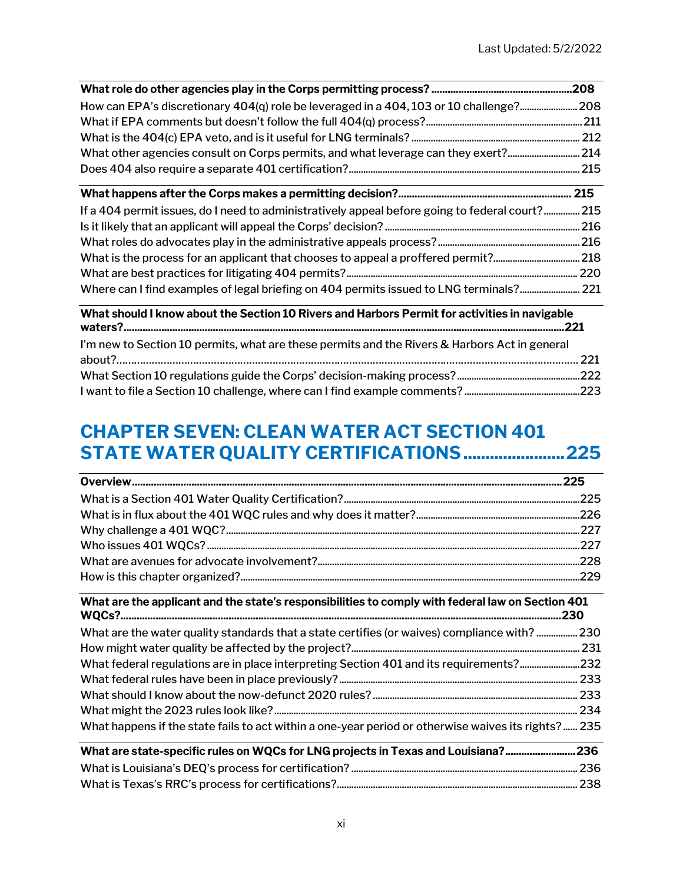**What role do other agencies play in the Corps permitting process? ....... 208**

How can EPA's discretionary 404(q) role be leveraged in a 404, 103 or 10 challenge? ....... 208
What if EPA comments but doesn't follow the full 404(q) process? ....... 211
What is the 404(c) EPA veto, and is it useful for LNG terminals? ....... 212
What other agencies consult on Corps permits, and what leverage can they exert? ....... 214
Does 404 also require a separate 401 certification? ....... 215

**What happens after the Corps makes a permitting decision? ....... 215**

If a 404 permit issues, do I need to administratively appeal before going to federal court? ....... 215
Is it likely that an applicant will appeal the Corps' decision? ....... 216
What roles do advocates play in the administrative appeals process? ....... 216
What is the process for an applicant that chooses to appeal a proffered permit? ....... 218
What are best practices for litigating 404 permits? ....... 220
Where can I find examples of legal briefing on 404 permits issued to LNG terminals? ....... 221

**What should I know about the Section 10 Rivers and Harbors Permit for activities in navigable waters? ....... 221**

I'm new to Section 10 permits, what are these permits and the Rivers & Harbors Act in general about? ....... 221
What Section 10 regulations guide the Corps' decision-making process? ....... 222
I want to file a Section 10 challenge, where can I find example comments? ....... 223

# CHAPTER SEVEN: CLEAN WATER ACT SECTION 401 STATE WATER QUALITY CERTIFICATIONS ....... 225

**Overview ....... 225**

What is a Section 401 Water Quality Certification? ....... 225
What is in flux about the 401 WQC rules and why does it matter? ....... 226
Why challenge a 401 WQC? ....... 227
Who issues 401 WQCs? ....... 227
What are avenues for advocate involvement? ....... 228
How is this chapter organized? ....... 229

**What are the applicant and the state's responsibilities to comply with federal law on Section 401 WQCs? ....... 230**

What are the water quality standards that a state certifies (or waives) compliance with? ....... 230
How might water quality be affected by the project? ....... 231
What federal regulations are in place interpreting Section 401 and its requirements? ....... 232
What federal rules have been in place previously? ....... 233
What should I know about the now-defunct 2020 rules? ....... 233
What might the 2023 rules look like? ....... 234
What happens if the state fails to act within a one-year period or otherwise waives its rights? ....... 235

**What are state-specific rules on WQCs for LNG projects in Texas and Louisiana? ....... 236**

What is Louisiana's DEQ's process for certification? ....... 236
What is Texas's RRC's process for certifications? ....... 238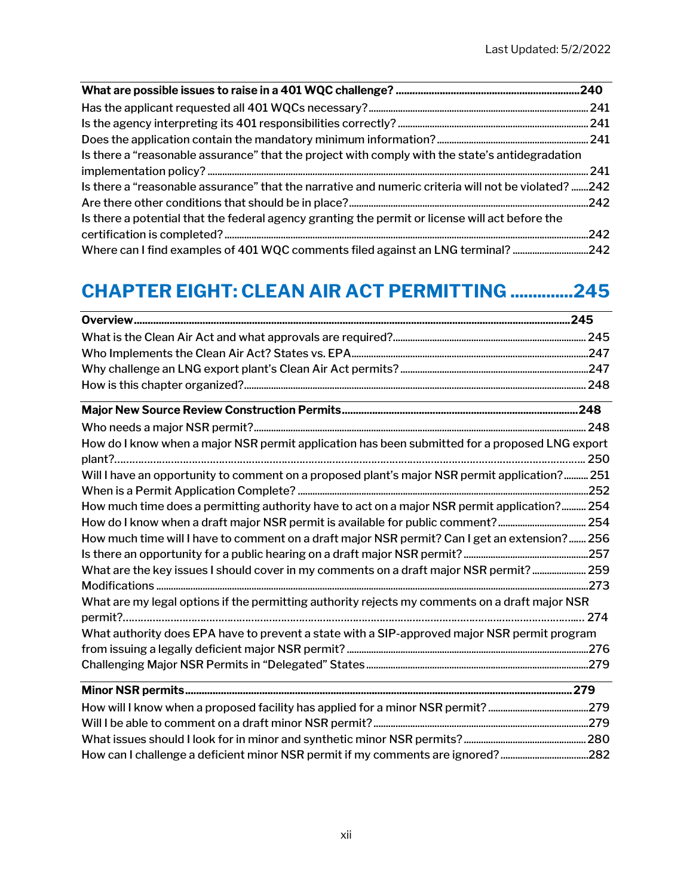**What are possible issues to raise in a 401 WQC challenge? ..................................................................240**

Has the applicant requested all 401 WQCs necessary? .......................................................................... 241
Is the agency interpreting its 401 responsibilities correctly? ................................................................ 241
Does the application contain the mandatory minimum information? ................................................. 241
Is there a "reasonable assurance" that the project with comply with the state's antidegradation implementation policy? ........................................................................................................................... 241
Is there a "reasonable assurance" that the narrative and numeric criteria will not be violated? .......242
Are there other conditions that should be in place? ..................................................................................242
Is there a potential that the federal agency granting the permit or license will act before the certification is completed? ........................................................................................................................242
Where can I find examples of 401 WQC comments filed against an LNG terminal? ...............................242

# CHAPTER EIGHT: CLEAN AIR ACT PERMITTING .............245

**Overview ..................................................................................................................................................245**

What is the Clean Air Act and what approvals are required? ................................................................ 245
Who Implements the Clean Air Act? States vs. EPA ...................................................................................247
Why challenge an LNG export plant's Clean Air Act permits? ...............................................................247
How is this chapter organized? ................................................................................................................... 248

**Major New Source Review Construction Permits .......................................................................................248**

Who needs a major NSR permit? ................................................................................................................. 248
How do I know when a major NSR permit application has been submitted for a proposed LNG export plant? ............................................................................................................................................................ 250
Will I have an opportunity to comment on a proposed plant's major NSR permit application? .......... 251
When is a Permit Application Complete? .....................................................................................................252
How much time does a permitting authority have to act on a major NSR permit application? .......... 254
How do I know when a draft major NSR permit is available for public comment? ................................ 254
How much time will I have to comment on a draft major NSR permit? Can I get an extension? ....... 256
Is there an opportunity for a public hearing on a draft major NSR permit? ..........................................257
What are the key issues I should cover in my comments on a draft major NSR permit? ...................... 259
Modifications ...................................................................................................................................................273
What are my legal options if the permitting authority rejects my comments on a draft major NSR permit? ........................................................................................................................................................... 274
What authority does EPA have to prevent a state with a SIP-approved major NSR permit program from issuing a legally deficient major NSR permit? ..................................................................................276
Challenging Major NSR Permits in "Delegated" States .............................................................................279

**Minor NSR permits ....................................................................................................................................279**

How will I know when a proposed facility has applied for a minor NSR permit? .....................................279
Will I be able to comment on a draft minor NSR permit? ...........................................................................279
What issues should I look for in minor and synthetic minor NSR permits? ............................................ 280
How can I challenge a deficient minor NSR permit if my comments are ignored? ...................................282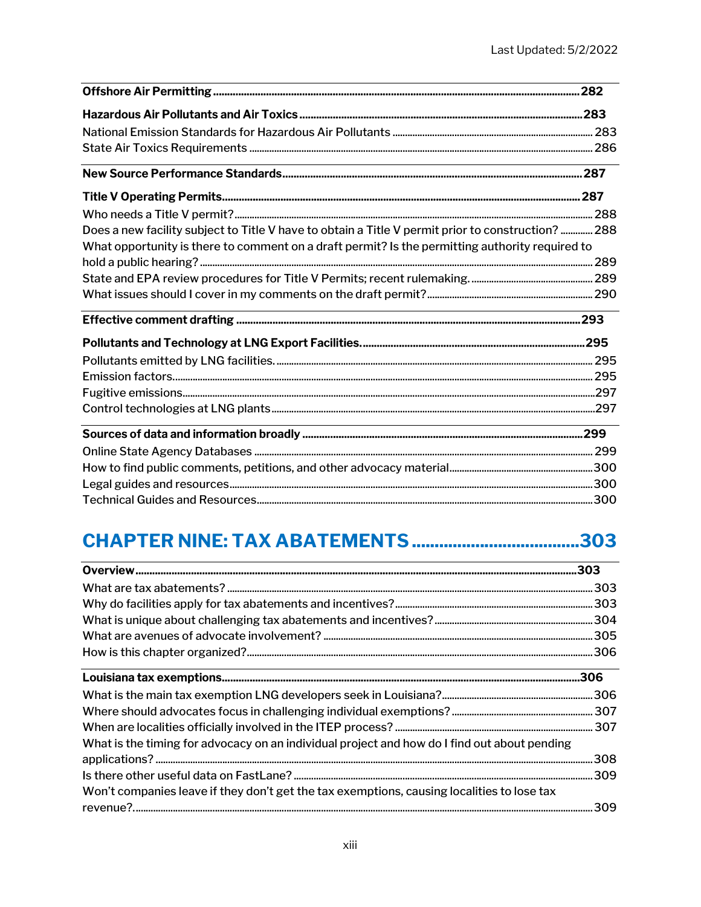**Offshore Air Permitting** ........ 282

**Hazardous Air Pollutants and Air Toxics** ........ 283

National Emission Standards for Hazardous Air Pollutants ........ 283
State Air Toxics Requirements ........ 286

**New Source Performance Standards** ........ 287

**Title V Operating Permits** ........ 287

Who needs a Title V permit? ........ 288
Does a new facility subject to Title V have to obtain a Title V permit prior to construction? ........ 288
What opportunity is there to comment on a draft permit? Is the permitting authority required to hold a public hearing? ........ 289
State and EPA review procedures for Title V Permits; recent rulemaking. ........ 289
What issues should I cover in my comments on the draft permit? ........ 290

**Effective comment drafting** ........ 293

**Pollutants and Technology at LNG Export Facilities.** ........ 295

Pollutants emitted by LNG facilities. ........ 295
Emission factors. ........ 295
Fugitive emissions. ........ 297
Control technologies at LNG plants ........ 297

**Sources of data and information broadly** ........ 299

Online State Agency Databases ........ 299
How to find public comments, petitions, and other advocacy material ........ 300
Legal guides and resources ........ 300
Technical Guides and Resources ........ 300

# CHAPTER NINE: TAX ABATEMENTS ........ 303

**Overview** ........ 303

What are tax abatements? ........ 303
Why do facilities apply for tax abatements and incentives? ........ 303
What is unique about challenging tax abatements and incentives? ........ 304
What are avenues of advocate involvement? ........ 305
How is this chapter organized? ........ 306

**Louisiana tax exemptions** ........ 306

What is the main tax exemption LNG developers seek in Louisiana? ........ 306
Where should advocates focus in challenging individual exemptions? ........ 307
When are localities officially involved in the ITEP process? ........ 307
What is the timing for advocacy on an individual project and how do I find out about pending applications? ........ 308
Is there other useful data on FastLane? ........ 309
Won't companies leave if they don't get the tax exemptions, causing localities to lose tax revenue? ........ 309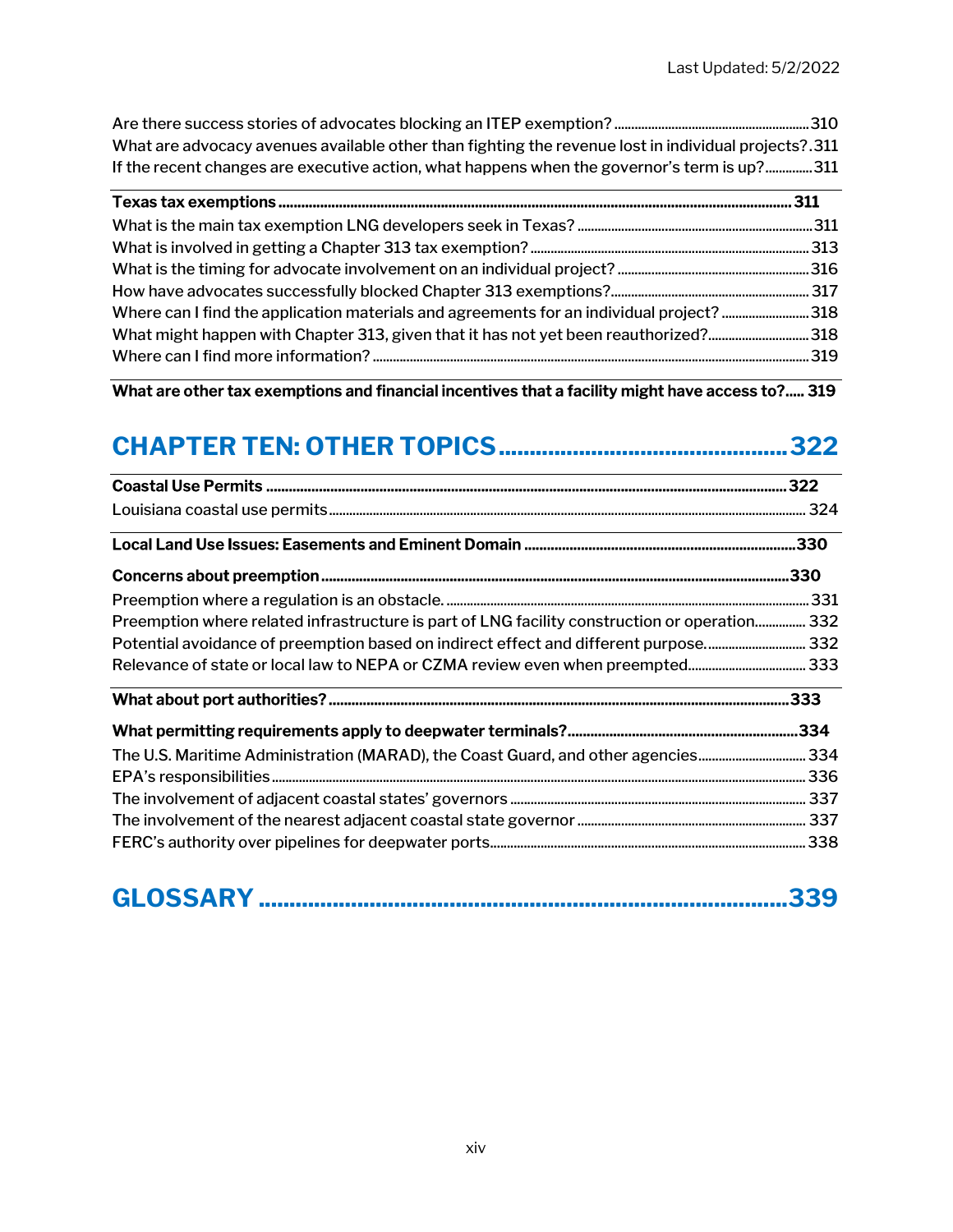Are there success stories of advocates blocking an ITEP exemption? ........ 310
What are advocacy avenues available other than fighting the revenue lost in individual projects? . 311
If the recent changes are executive action, what happens when the governor's term is up? ........ 311

**Texas tax exemptions ........ 311**

What is the main tax exemption LNG developers seek in Texas? ........ 311
What is involved in getting a Chapter 313 tax exemption? ........ 313
What is the timing for advocate involvement on an individual project? ........ 316
How have advocates successfully blocked Chapter 313 exemptions? ........ 317
Where can I find the application materials and agreements for an individual project? ........ 318
What might happen with Chapter 313, given that it has not yet been reauthorized? ........ 318
Where can I find more information? ........ 319

**What are other tax exemptions and financial incentives that a facility might have access to? ..... 319**

# CHAPTER TEN: OTHER TOPICS ........ 322

**Coastal Use Permits ........ 322**

Louisiana coastal use permits ........ 324

**Local Land Use Issues: Easements and Eminent Domain ........ 330**

**Concerns about preemption ........ 330**

Preemption where a regulation is an obstacle. ........ 331
Preemption where related infrastructure is part of LNG facility construction or operation ........ 332
Potential avoidance of preemption based on indirect effect and different purpose. ........ 332
Relevance of state or local law to NEPA or CZMA review even when preempted ........ 333

**What about port authorities? ........ 333**

**What permitting requirements apply to deepwater terminals? ........ 334**

The U.S. Maritime Administration (MARAD), the Coast Guard, and other agencies ........ 334
EPA's responsibilities ........ 336
The involvement of adjacent coastal states' governors ........ 337
The involvement of the nearest adjacent coastal state governor ........ 337
FERC's authority over pipelines for deepwater ports ........ 338

# GLOSSARY ........ 339